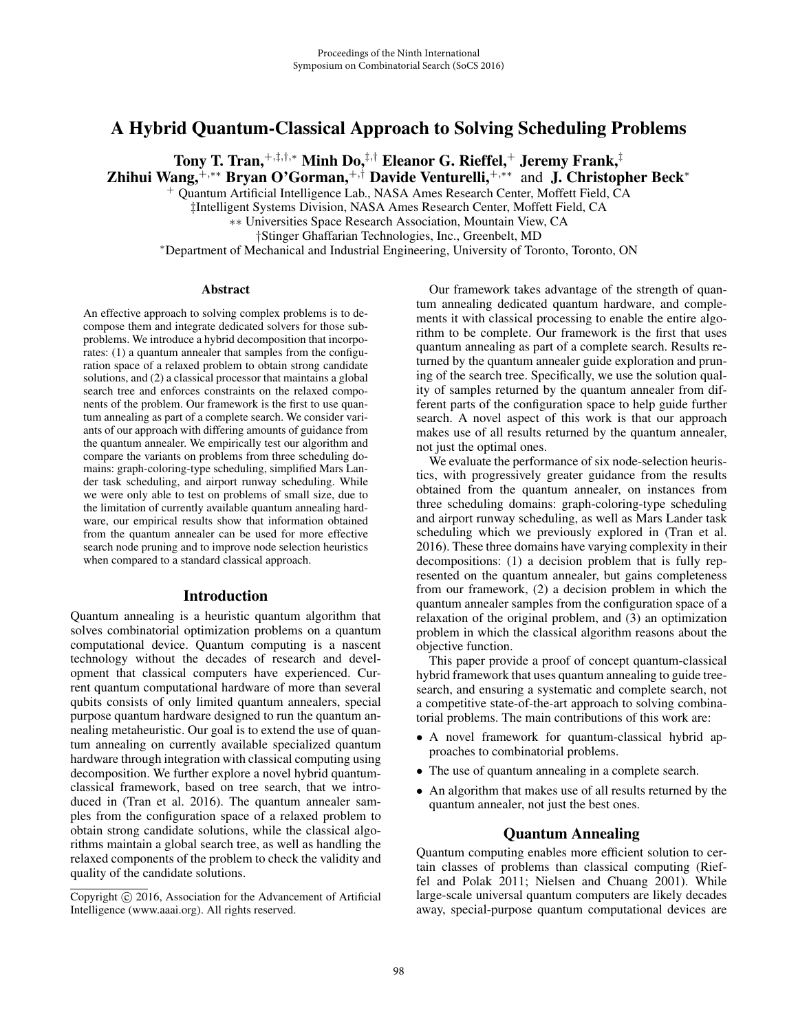# A Hybrid Quantum-Classical Approach to Solving Scheduling Problems

**Tony T. Tran,**[+,‡,†,*] **Minh Do,**[‡,†] **Eleanor G. Rieffel,**[+] **Jeremy Frank,**[‡]
**Zhihui Wang,**[+,**] **Bryan O'Gorman,**[+,†] **Davide Venturelli,**[+,**] and **J. Christopher Beck**[*]

[+] Quantum Artificial Intelligence Lab., NASA Ames Research Center, Moffett Field, CA
‡Intelligent Systems Division, NASA Ames Research Center, Moffett Field, CA
** Universities Space Research Association, Mountain View, CA
†Stinger Ghaffarian Technologies, Inc., Greenbelt, MD
*Department of Mechanical and Industrial Engineering, University of Toronto, Toronto, ON

## Abstract

An effective approach to solving complex problems is to decompose them and integrate dedicated solvers for those subproblems. We introduce a hybrid decomposition that incorporates: (1) a quantum annealer that samples from the configuration space of a relaxed problem to obtain strong candidate solutions, and (2) a classical processor that maintains a global search tree and enforces constraints on the relaxed components of the problem. Our framework is the first to use quantum annealing as part of a complete search. We consider variants of our approach with differing amounts of guidance from the quantum annealer. We empirically test our algorithm and compare the variants on problems from three scheduling domains: graph-coloring-type scheduling, simplified Mars Lander task scheduling, and airport runway scheduling. While we were only able to test on problems of small size, due to the limitation of currently available quantum annealing hardware, our empirical results show that information obtained from the quantum annealer can be used for more effective search node pruning and to improve node selection heuristics when compared to a standard classical approach.

## Introduction

Quantum annealing is a heuristic quantum algorithm that solves combinatorial optimization problems on a quantum computational device. Quantum computing is a nascent technology without the decades of research and development that classical computers have experienced. Current quantum computational hardware of more than several qubits consists of only limited quantum annealers, special purpose quantum hardware designed to run the quantum annealing metaheuristic. Our goal is to extend the use of quantum annealing on currently available specialized quantum hardware through integration with classical computing using decomposition. We further explore a novel hybrid quantum-classical framework, based on tree search, that we introduced in (Tran et al. 2016). The quantum annealer samples from the configuration space of a relaxed problem to obtain strong candidate solutions, while the classical algorithms maintain a global search tree, as well as handling the relaxed components of the problem to check the validity and quality of the candidate solutions.

Copyright © 2016, Association for the Advancement of Artificial Intelligence (www.aaai.org). All rights reserved.

Our framework takes advantage of the strength of quantum annealing dedicated quantum hardware, and complements it with classical processing to enable the entire algorithm to be complete. Our framework is the first that uses quantum annealing as part of a complete search. Results returned by the quantum annealer guide exploration and pruning of the search tree. Specifically, we use the solution quality of samples returned by the quantum annealer from different parts of the configuration space to help guide further search. A novel aspect of this work is that our approach makes use of all results returned by the quantum annealer, not just the optimal ones.

We evaluate the performance of six node-selection heuristics, with progressively greater guidance from the results obtained from the quantum annealer, on instances from three scheduling domains: graph-coloring-type scheduling and airport runway scheduling, as well as Mars Lander task scheduling which we previously explored in (Tran et al. 2016). These three domains have varying complexity in their decompositions: (1) a decision problem that is fully represented on the quantum annealer, but gains completeness from our framework, (2) a decision problem in which the quantum annealer samples from the configuration space of a relaxation of the original problem, and (3) an optimization problem in which the classical algorithm reasons about the objective function.

This paper provide a proof of concept quantum-classical hybrid framework that uses quantum annealing to guide tree-search, and ensuring a systematic and complete search, not a competitive state-of-the-art approach to solving combinatorial problems. The main contributions of this work are:

- A novel framework for quantum-classical hybrid approaches to combinatorial problems.
- The use of quantum annealing in a complete search.
- An algorithm that makes use of all results returned by the quantum annealer, not just the best ones.

## Quantum Annealing

Quantum computing enables more efficient solution to certain classes of problems than classical computing (Rieffel and Polak 2011; Nielsen and Chuang 2001). While large-scale universal quantum computers are likely decades away, special-purpose quantum computational devices are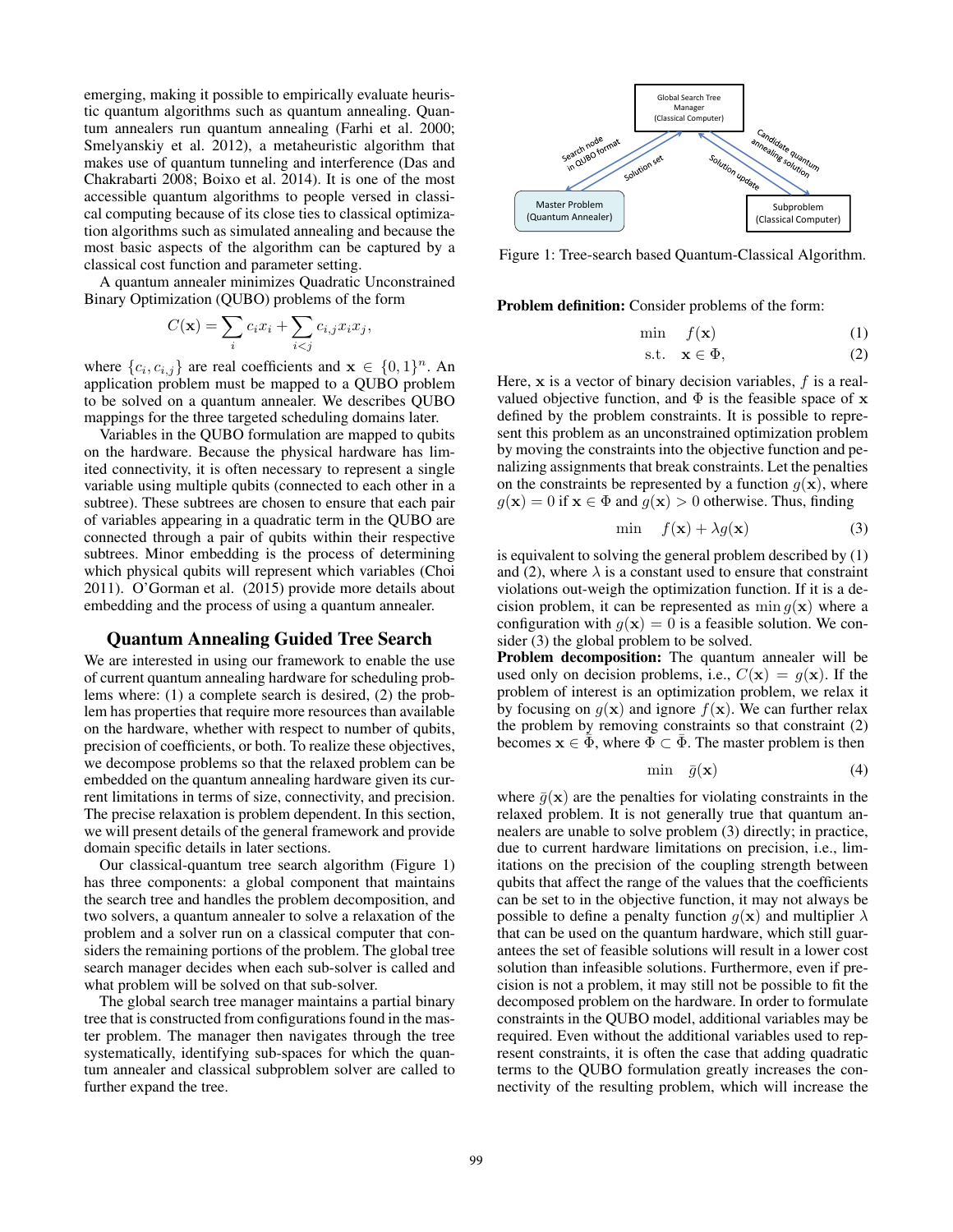emerging, making it possible to empirically evaluate heuristic quantum algorithms such as quantum annealing. Quantum annealers run quantum annealing (Farhi et al. 2000; Smelyanskiy et al. 2012), a metaheuristic algorithm that makes use of quantum tunneling and interference (Das and Chakrabarti 2008; Boixo et al. 2014). It is one of the most accessible quantum algorithms to people versed in classical computing because of its close ties to classical optimization algorithms such as simulated annealing and because the most basic aspects of the algorithm can be captured by a classical cost function and parameter setting.

A quantum annealer minimizes Quadratic Unconstrained Binary Optimization (QUBO) problems of the form

$$C(\mathbf{x}) = \sum_i c_i x_i + \sum_{i<j} c_{i,j} x_i x_j,$$

where $\{c_i, c_{i,j}\}$ are real coefficients and $\mathbf{x} \in \{0, 1\}^n$. An application problem must be mapped to a QUBO problem to be solved on a quantum annealer. We describes QUBO mappings for the three targeted scheduling domains later.

Variables in the QUBO formulation are mapped to qubits on the hardware. Because the physical hardware has limited connectivity, it is often necessary to represent a single variable using multiple qubits (connected to each other in a subtree). These subtrees are chosen to ensure that each pair of variables appearing in a quadratic term in the QUBO are connected through a pair of qubits within their respective subtrees. Minor embedding is the process of determining which physical qubits will represent which variables (Choi 2011). O'Gorman et al. (2015) provide more details about embedding and the process of using a quantum annealer.

## Quantum Annealing Guided Tree Search

We are interested in using our framework to enable the use of current quantum annealing hardware for scheduling problems where: (1) a complete search is desired, (2) the problem has properties that require more resources than available on the hardware, whether with respect to number of qubits, precision of coefficients, or both. To realize these objectives, we decompose problems so that the relaxed problem can be embedded on the quantum annealing hardware given its current limitations in terms of size, connectivity, and precision. The precise relaxation is problem dependent. In this section, we will present details of the general framework and provide domain specific details in later sections.

Our classical-quantum tree search algorithm (Figure 1) has three components: a global component that maintains the search tree and handles the problem decomposition, and two solvers, a quantum annealer to solve a relaxation of the problem and a solver run on a classical computer that considers the remaining portions of the problem. The global tree search manager decides when each sub-solver is called and what problem will be solved on that sub-solver.

The global search tree manager maintains a partial binary tree that is constructed from configurations found in the master problem. The manager then navigates through the tree systematically, identifying sub-spaces for which the quantum annealer and classical subproblem solver are called to further expand the tree.

Figure 1: Tree-search based Quantum-Classical Algorithm.

**Problem definition:** Consider problems of the form:

$$\min \quad f(\mathbf{x}) \tag{1}$$

$$\text{s.t.} \quad \mathbf{x} \in \Phi, \tag{2}$$

Here, $\mathbf{x}$ is a vector of binary decision variables, $f$ is a real-valued objective function, and $\Phi$ is the feasible space of $\mathbf{x}$ defined by the problem constraints. It is possible to represent this problem as an unconstrained optimization problem by moving the constraints into the objective function and penalizing assignments that break constraints. Let the penalties on the constraints be represented by a function $g(\mathbf{x})$, where $g(\mathbf{x}) = 0$ if $\mathbf{x} \in \Phi$ and $g(\mathbf{x}) > 0$ otherwise. Thus, finding

$$\min \quad f(\mathbf{x}) + \lambda g(\mathbf{x}) \tag{3}$$

is equivalent to solving the general problem described by (1) and (2), where $\lambda$ is a constant used to ensure that constraint violations out-weigh the optimization function. If it is a decision problem, it can be represented as $\min g(\mathbf{x})$ where a configuration with $g(\mathbf{x}) = 0$ is a feasible solution. We consider (3) the global problem to be solved.

**Problem decomposition:** The quantum annealer will be used only on decision problems, i.e., $C(\mathbf{x}) = g(\mathbf{x})$. If the problem of interest is an optimization problem, we relax it by focusing on $g(\mathbf{x})$ and ignore $f(\mathbf{x})$. We can further relax the problem by removing constraints so that constraint (2) becomes $\mathbf{x} \in \bar{\Phi}$, where $\Phi \subset \bar{\Phi}$. The master problem is then

$$\min \quad \bar{g}(\mathbf{x}) \tag{4}$$

where $\bar{g}(\mathbf{x})$ are the penalties for violating constraints in the relaxed problem. It is not generally true that quantum annealers are unable to solve problem (3) directly; in practice, due to current hardware limitations on precision, i.e., limitations on the precision of the coupling strength between qubits that affect the range of the values that the coefficients can be set to in the objective function, it may not always be possible to define a penalty function $g(\mathbf{x})$ and multiplier $\lambda$ that can be used on the quantum hardware, which still guarantees the set of feasible solutions will result in a lower cost solution than infeasible solutions. Furthermore, even if precision is not a problem, it may still not be possible to fit the decomposed problem on the hardware. In order to formulate constraints in the QUBO model, additional variables may be required. Even without the additional variables used to represent constraints, it is often the case that adding quadratic terms to the QUBO formulation greatly increases the connectivity of the resulting problem, which will increase the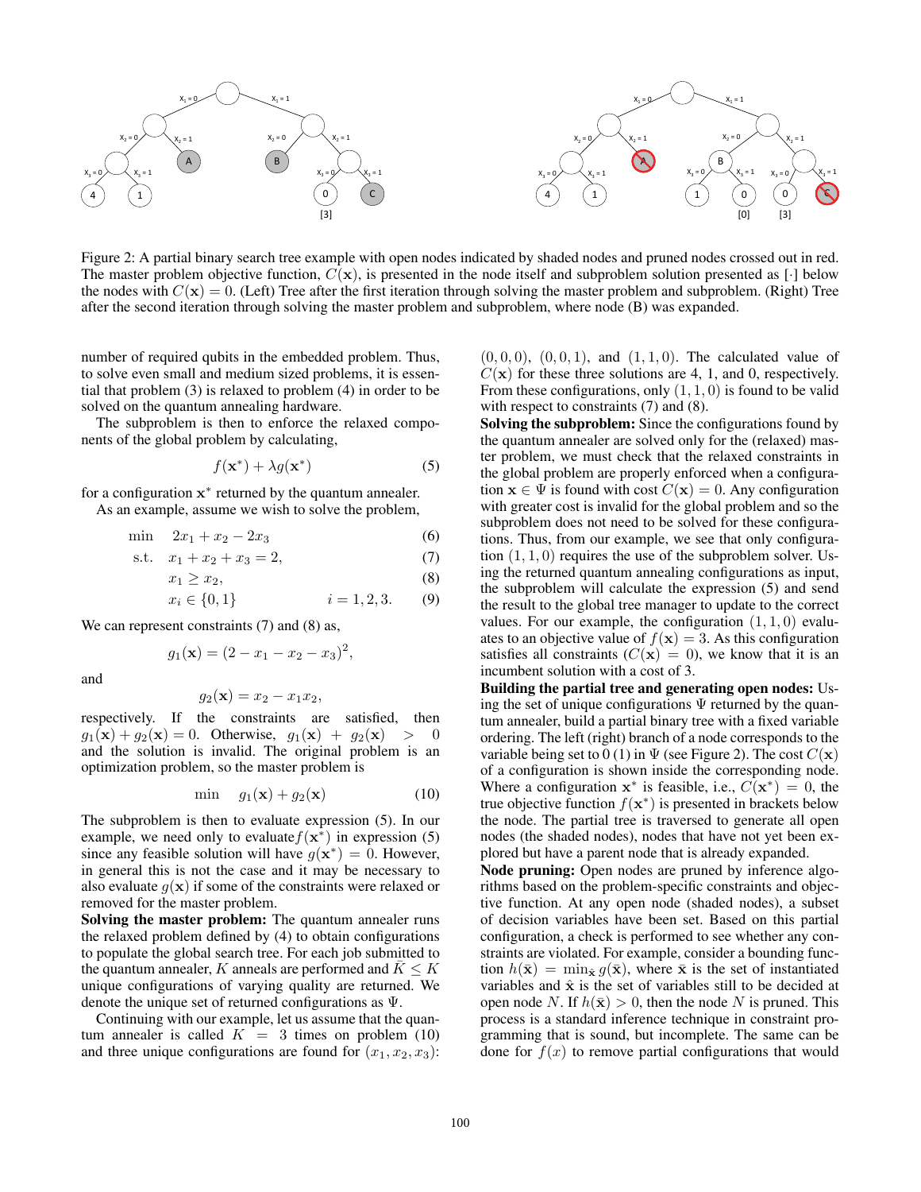Figure 2: A partial binary search tree example with open nodes indicated by shaded nodes and pruned nodes crossed out in red. The master problem objective function, $C(\mathbf{x})$, is presented in the node itself and subproblem solution presented as $[\cdot]$ below the nodes with $C(\mathbf{x}) = 0$. (Left) Tree after the first iteration through solving the master problem and subproblem. (Right) Tree after the second iteration through solving the master problem and subproblem, where node (B) was expanded.

number of required qubits in the embedded problem. Thus, to solve even small and medium sized problems, it is essential that problem (3) is relaxed to problem (4) in order to be solved on the quantum annealing hardware.

The subproblem is then to enforce the relaxed components of the global problem by calculating,

$$f(\mathbf{x}^*) + \lambda g(\mathbf{x}^*) \tag{5}$$

for a configuration $\mathbf{x}^*$ returned by the quantum annealer.

As an example, assume we wish to solve the problem,

$$\begin{aligned}
\min \quad & 2x_1 + x_2 - 2x_3 && (6)\\
\text{s.t.} \quad & x_1 + x_2 + x_3 = 2, && (7)\\
& x_1 \geq x_2, && (8)\\
& x_i \in \{0, 1\} \qquad i = 1, 2, 3. && (9)
\end{aligned}$$

We can represent constraints (7) and (8) as,

$$g_1(\mathbf{x}) = (2 - x_1 - x_2 - x_3)^2,$$

and

$$g_2(\mathbf{x}) = x_2 - x_1 x_2,$$

respectively. If the constraints are satisfied, then $g_1(\mathbf{x}) + g_2(\mathbf{x}) = 0$. Otherwise, $g_1(\mathbf{x}) + g_2(\mathbf{x}) > 0$ and the solution is invalid. The original problem is an optimization problem, so the master problem is

$$\min \quad g_1(\mathbf{x}) + g_2(\mathbf{x}) \tag{10}$$

The subproblem is then to evaluate expression (5). In our example, we need only to evaluate $f(\mathbf{x}^*)$ in expression (5) since any feasible solution will have $g(\mathbf{x}^*) = 0$. However, in general this is not the case and it may be necessary to also evaluate $g(\mathbf{x})$ if some of the constraints were relaxed or removed for the master problem.

**Solving the master problem:** The quantum annealer runs the relaxed problem defined by (4) to obtain configurations to populate the global search tree. For each job submitted to the quantum annealer, $K$ anneals are performed and $\bar{K} \leq K$ unique configurations of varying quality are returned. We denote the unique set of returned configurations as $\Psi$.

Continuing with our example, let us assume that the quantum annealer is called $K = 3$ times on problem (10) and three unique configurations are found for $(x_1, x_2, x_3)$: $(0, 0, 0)$, $(0, 0, 1)$, and $(1, 1, 0)$. The calculated value of $C(\mathbf{x})$ for these three solutions are 4, 1, and 0, respectively. From these configurations, only $(1, 1, 0)$ is found to be valid with respect to constraints (7) and (8).

**Solving the subproblem:** Since the configurations found by the quantum annealer are solved only for the (relaxed) master problem, we must check that the relaxed constraints in the global problem are properly enforced when a configuration $\mathbf{x} \in \Psi$ is found with cost $C(\mathbf{x}) = 0$. Any configuration with greater cost is invalid for the global problem and so the subproblem does not need to be solved for these configurations. Thus, from our example, we see that only configuration $(1, 1, 0)$ requires the use of the subproblem solver. Using the returned quantum annealing configurations as input, the subproblem will calculate the expression (5) and send the result to the global tree manager to update to the correct values. For our example, the configuration $(1, 1, 0)$ evaluates to an objective value of $f(\mathbf{x}) = 3$. As this configuration satisfies all constraints ($C(\mathbf{x}) = 0$), we know that it is an incumbent solution with a cost of 3.

**Building the partial tree and generating open nodes:** Using the set of unique configurations $\Psi$ returned by the quantum annealer, build a partial binary tree with a fixed variable ordering. The left (right) branch of a node corresponds to the variable being set to 0 (1) in $\Psi$ (see Figure 2). The cost $C(\mathbf{x})$ of a configuration is shown inside the corresponding node. Where a configuration $\mathbf{x}^*$ is feasible, i.e., $C(\mathbf{x}^*) = 0$, the true objective function $f(\mathbf{x}^*)$ is presented in brackets below the node. The partial tree is traversed to generate all open nodes (the shaded nodes), nodes that have not yet been explored but have a parent node that is already expanded.

**Node pruning:** Open nodes are pruned by inference algorithms based on the problem-specific constraints and objective function. At any open node (shaded nodes), a subset of decision variables have been set. Based on this partial configuration, a check is performed to see whether any constraints are violated. For example, consider a bounding function $h(\bar{\mathbf{x}}) = \min_{\hat{\mathbf{x}}} g(\bar{\mathbf{x}})$, where $\bar{\mathbf{x}}$ is the set of instantiated variables and $\hat{\mathbf{x}}$ is the set of variables still to be decided at open node $N$. If $h(\bar{\mathbf{x}}) > 0$, then the node $N$ is pruned. This process is a standard inference technique in constraint programming that is sound, but incomplete. The same can be done for $f(x)$ to remove partial configurations that would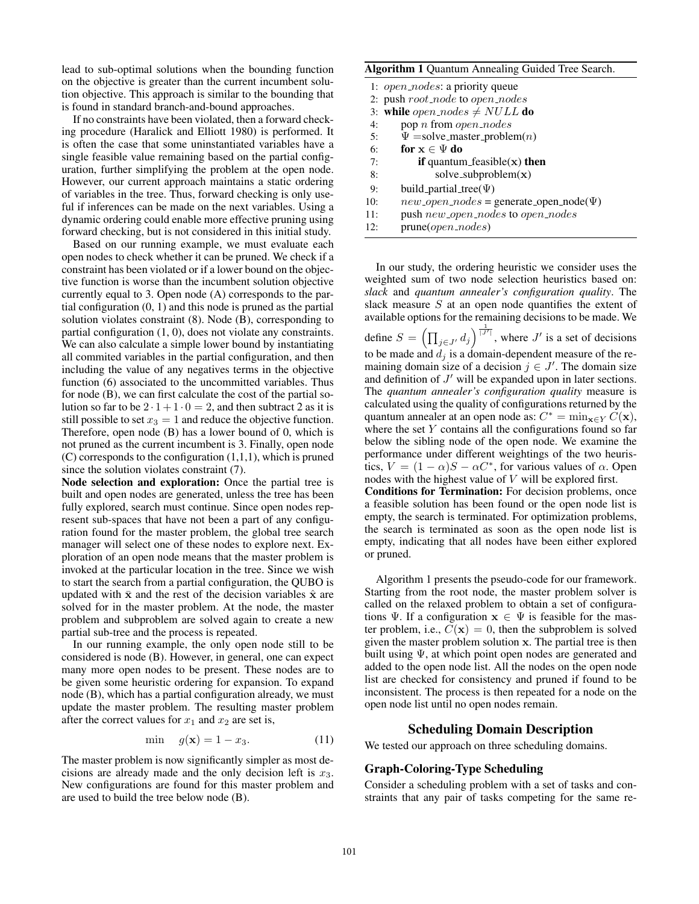lead to sub-optimal solutions when the bounding function on the objective is greater than the current incumbent solution objective. This approach is similar to the bounding that is found in standard branch-and-bound approaches.

If no constraints have been violated, then a forward checking procedure (Haralick and Elliott 1980) is performed. It is often the case that some uninstantiated variables have a single feasible value remaining based on the partial configuration, further simplifying the problem at the open node. However, our current approach maintains a static ordering of variables in the tree. Thus, forward checking is only useful if inferences can be made on the next variables. Using a dynamic ordering could enable more effective pruning using forward checking, but is not considered in this initial study.

Based on our running example, we must evaluate each open nodes to check whether it can be pruned. We check if a constraint has been violated or if a lower bound on the objective function is worse than the incumbent solution objective currently equal to 3. Open node (A) corresponds to the partial configuration (0, 1) and this node is pruned as the partial solution violates constraint (8). Node (B), corresponding to partial configuration (1, 0), does not violate any constraints. We can also calculate a simple lower bound by instantiating all commited variables in the partial configuration, and then including the value of any negatives terms in the objective function (6) associated to the uncommitted variables. Thus for node (B), we can first calculate the cost of the partial solution so far to be $2 \cdot 1 + 1 \cdot 0 = 2$, and then subtract 2 as it is still possible to set $x_3 = 1$ and reduce the objective function. Therefore, open node (B) has a lower bound of 0, which is not pruned as the current incumbent is 3. Finally, open node (C) corresponds to the configuration (1,1,1), which is pruned since the solution violates constraint (7).

**Node selection and exploration:** Once the partial tree is built and open nodes are generated, unless the tree has been fully explored, search must continue. Since open nodes represent sub-spaces that have not been a part of any configuration found for the master problem, the global tree search manager will select one of these nodes to explore next. Exploration of an open node means that the master problem is invoked at the particular location in the tree. Since we wish to start the search from a partial configuration, the QUBO is updated with $\bar{\mathbf{x}}$ and the rest of the decision variables $\hat{\mathbf{x}}$ are solved for in the master problem. At the node, the master problem and subproblem are solved again to create a new partial sub-tree and the process is repeated.

In our running example, the only open node still to be considered is node (B). However, in general, one can expect many more open nodes to be present. These nodes are to be given some heuristic ordering for expansion. To expand node (B), which has a partial configuration already, we must update the master problem. The resulting master problem after the correct values for $x_1$ and $x_2$ are set is,

$$\min \quad g(\mathbf{x}) = 1 - x_3. \tag{11}$$

The master problem is now significantly simpler as most decisions are already made and the only decision left is $x_3$. New configurations are found for this master problem and are used to build the tree below node (B).

**Algorithm 1** Quantum Annealing Guided Tree Search.

```
1:  open_nodes: a priority queue
2:  push root_node to open_nodes
3:  while open_nodes ≠ NULL do
4:      pop n from open_nodes
5:      Ψ = solve_master_problem(n)
6:      for x ∈ Ψ do
7:          if quantum_feasible(x) then
8:              solve_subproblem(x)
9:      build_partial_tree(Ψ)
10:     new_open_nodes = generate_open_node(Ψ)
11:     push new_open_nodes to open_nodes
12:     prune(open_nodes)
```

In our study, the ordering heuristic we consider uses the weighted sum of two node selection heuristics based on: *slack* and *quantum annealer's configuration quality*. The slack measure $S$ at an open node quantifies the extent of available options for the remaining decisions to be made. We define $S = \left(\prod_{j \in J'} d_j\right)^{\frac{1}{|J'|}}$, where $J'$ is a set of decisions to be made and $d_j$ is a domain-dependent measure of the remaining domain size of a decision $j \in J'$. The domain size and definition of $J'$ will be expanded upon in later sections. The *quantum annealer's configuration quality* measure is calculated using the quality of configurations returned by the quantum annealer at an open node as: $C^* = \min_{\mathbf{x} \in Y} C(\mathbf{x})$, where the set $Y$ contains all the configurations found so far below the sibling node of the open node. We examine the performance under different weightings of the two heuristics, $V = (1 - \alpha)S - \alpha C^*$, for various values of $\alpha$. Open nodes with the highest value of $V$ will be explored first.

**Conditions for Termination:** For decision problems, once a feasible solution has been found or the open node list is empty, the search is terminated. For optimization problems, the search is terminated as soon as the open node list is empty, indicating that all nodes have been either explored or pruned.

Algorithm 1 presents the pseudo-code for our framework. Starting from the root node, the master problem solver is called on the relaxed problem to obtain a set of configurations $\Psi$. If a configuration $\mathbf{x} \in \Psi$ is feasible for the master problem, i.e., $C(\mathbf{x}) = 0$, then the subproblem is solved given the master problem solution $\mathbf{x}$. The partial tree is then built using $\Psi$, at which point open nodes are generated and added to the open node list. All the nodes on the open node list are checked for consistency and pruned if found to be inconsistent. The process is then repeated for a node on the open node list until no open nodes remain.

## Scheduling Domain Description

We tested our approach on three scheduling domains.

### Graph-Coloring-Type Scheduling

Consider a scheduling problem with a set of tasks and constraints that any pair of tasks competing for the same re-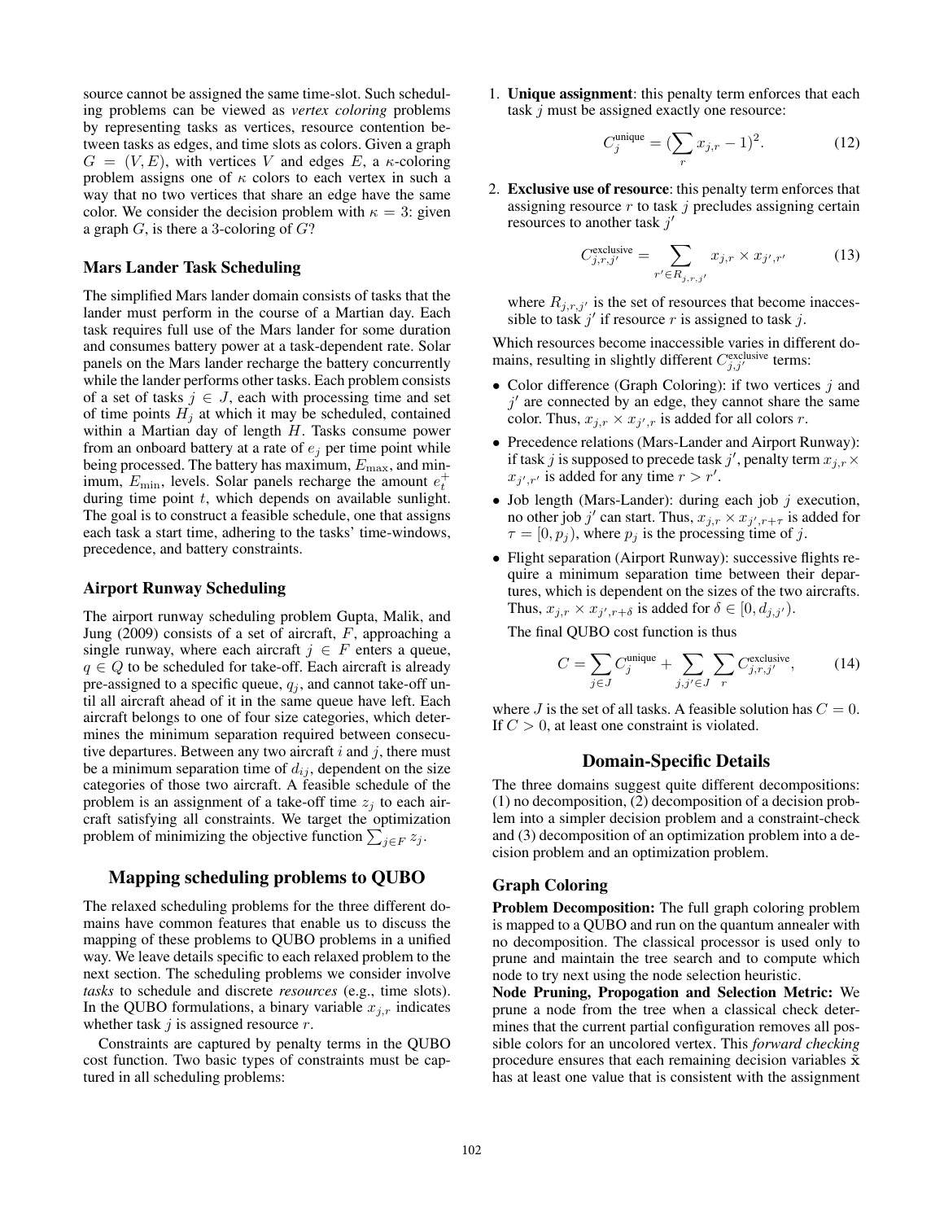source cannot be assigned the same time-slot. Such scheduling problems can be viewed as *vertex coloring* problems by representing tasks as vertices, resource contention between tasks as edges, and time slots as colors. Given a graph $G = (V, E)$, with vertices $V$ and edges $E$, a $\kappa$-coloring problem assigns one of $\kappa$ colors to each vertex in such a way that no two vertices that share an edge have the same color. We consider the decision problem with $\kappa = 3$: given a graph $G$, is there a 3-coloring of $G$?

### Mars Lander Task Scheduling

The simplified Mars lander domain consists of tasks that the lander must perform in the course of a Martian day. Each task requires full use of the Mars lander for some duration and consumes battery power at a task-dependent rate. Solar panels on the Mars lander recharge the battery concurrently while the lander performs other tasks. Each problem consists of a set of tasks $j \in J$, each with processing time and set of time points $H_j$ at which it may be scheduled, contained within a Martian day of length $H$. Tasks consume power from an onboard battery at a rate of $e_j$ per time point while being processed. The battery has maximum, $E_{\max}$, and minimum, $E_{\min}$, levels. Solar panels recharge the amount $e_t^+$ during time point $t$, which depends on available sunlight. The goal is to construct a feasible schedule, one that assigns each task a start time, adhering to the tasks' time-windows, precedence, and battery constraints.

### Airport Runway Scheduling

The airport runway scheduling problem Gupta, Malik, and Jung (2009) consists of a set of aircraft, $F$, approaching a single runway, where each aircraft $j \in F$ enters a queue, $q \in Q$ to be scheduled for take-off. Each aircraft is already pre-assigned to a specific queue, $q_j$, and cannot take-off until all aircraft ahead of it in the same queue have left. Each aircraft belongs to one of four size categories, which determines the minimum separation required between consecutive departures. Between any two aircraft $i$ and $j$, there must be a minimum separation time of $d_{ij}$, dependent on the size categories of those two aircraft. A feasible schedule of the problem is an assignment of a take-off time $z_j$ to each aircraft satisfying all constraints. We target the optimization problem of minimizing the objective function $\sum_{j \in F} z_j$.

## Mapping scheduling problems to QUBO

The relaxed scheduling problems for the three different domains have common features that enable us to discuss the mapping of these problems to QUBO problems in a unified way. We leave details specific to each relaxed problem to the next section. The scheduling problems we consider involve *tasks* to schedule and discrete *resources* (e.g., time slots). In the QUBO formulations, a binary variable $x_{j,r}$ indicates whether task $j$ is assigned resource $r$.

Constraints are captured by penalty terms in the QUBO cost function. Two basic types of constraints must be captured in all scheduling problems:

1. **Unique assignment**: this penalty term enforces that each task $j$ must be assigned exactly one resource:

$$C_j^{\text{unique}} = (\sum_r x_{j,r} - 1)^2. \tag{12}$$

2. **Exclusive use of resource**: this penalty term enforces that assigning resource $r$ to task $j$ precludes assigning certain resources to another task $j'$

$$C_{j,r,j'}^{\text{exclusive}} = \sum_{r' \in R_{j,r,j'}} x_{j,r} \times x_{j',r'} \tag{13}$$

where $R_{j,r,j'}$ is the set of resources that become inaccessible to task $j'$ if resource $r$ is assigned to task $j$.

Which resources become inaccessible varies in different domains, resulting in slightly different $C_{j,j'}^{\text{exclusive}}$ terms:

- Color difference (Graph Coloring): if two vertices $j$ and $j'$ are connected by an edge, they cannot share the same color. Thus, $x_{j,r} \times x_{j',r}$ is added for all colors $r$.
- Precedence relations (Mars-Lander and Airport Runway): if task $j$ is supposed to precede task $j'$, penalty term $x_{j,r} \times x_{j',r'}$ is added for any time $r > r'$.
- Job length (Mars-Lander): during each job $j$ execution, no other job $j'$ can start. Thus, $x_{j,r} \times x_{j',r+\tau}$ is added for $\tau = [0, p_j)$, where $p_j$ is the processing time of $j$.
- Flight separation (Airport Runway): successive flights require a minimum separation time between their departures, which is dependent on the sizes of the two aircrafts. Thus, $x_{j,r} \times x_{j',r+\delta}$ is added for $\delta \in [0, d_{j,j'})$.

The final QUBO cost function is thus

$$C = \sum_{j \in J} C_j^{\text{unique}} + \sum_{j,j' \in J} \sum_r C_{j,r,j'}^{\text{exclusive}}, \tag{14}$$

where $J$ is the set of all tasks. A feasible solution has $C = 0$. If $C > 0$, at least one constraint is violated.

## Domain-Specific Details

The three domains suggest quite different decompositions: (1) no decomposition, (2) decomposition of a decision problem into a simpler decision problem and a constraint-check and (3) decomposition of an optimization problem into a decision problem and an optimization problem.

### Graph Coloring

**Problem Decomposition:** The full graph coloring problem is mapped to a QUBO and run on the quantum annealer with no decomposition. The classical processor is used only to prune and maintain the tree search and to compute which node to try next using the node selection heuristic.

**Node Pruning, Propogation and Selection Metric:** We prune a node from the tree when a classical check determines that the current partial configuration removes all possible colors for an uncolored vertex. This *forward checking* procedure ensures that each remaining decision variables $\tilde{\mathbf{x}}$ has at least one value that is consistent with the assignment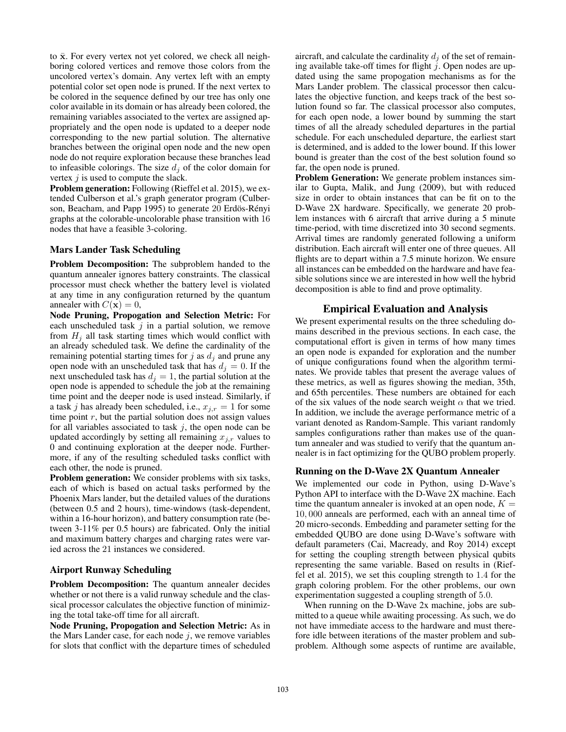to $\bar{\mathbf{x}}$. For every vertex not yet colored, we check all neighboring colored vertices and remove those colors from the uncolored vertex's domain. Any vertex left with an empty potential color set open node is pruned. If the next vertex to be colored in the sequence defined by our tree has only one color available in its domain or has already been colored, the remaining variables associated to the vertex are assigned appropriately and the open node is updated to a deeper node corresponding to the new partial solution. The alternative branches between the original open node and the new open node do not require exploration because these branches lead to infeasible colorings. The size $d_j$ of the color domain for vertex $j$ is used to compute the slack.

**Problem generation:** Following (Rieffel et al. 2015), we extended Culberson et al.'s graph generator program (Culberson, Beacham, and Papp 1995) to generate 20 Erdös-Rényi graphs at the colorable-uncolorable phase transition with 16 nodes that have a feasible 3-coloring.

### Mars Lander Task Scheduling

**Problem Decomposition:** The subproblem handed to the quantum annealer ignores battery constraints. The classical processor must check whether the battery level is violated at any time in any configuration returned by the quantum annealer with $C(\mathbf{x}) = 0$,

**Node Pruning, Propogation and Selection Metric:** For each unscheduled task $j$ in a partial solution, we remove from $H_j$ all task starting times which would conflict with an already scheduled task. We define the cardinality of the remaining potential starting times for $j$ as $d_j$ and prune any open node with an unscheduled task that has $d_j = 0$. If the next unscheduled task has $d_j = 1$, the partial solution at the open node is appended to schedule the job at the remaining time point and the deeper node is used instead. Similarly, if a task $j$ has already been scheduled, i.e., $x_{j,r} = 1$ for some time point $r$, but the partial solution does not assign values for all variables associated to task $j$, the open node can be updated accordingly by setting all remaining $x_{j,r}$ values to 0 and continuing exploration at the deeper node. Furthermore, if any of the resulting scheduled tasks conflict with each other, the node is pruned.

**Problem generation:** We consider problems with six tasks, each of which is based on actual tasks performed by the Phoenix Mars lander, but the detailed values of the durations (between 0.5 and 2 hours), time-windows (task-dependent, within a 16-hour horizon), and battery consumption rate (between 3-11% per 0.5 hours) are fabricated. Only the initial and maximum battery charges and charging rates were varied across the 21 instances we considered.

### Airport Runway Scheduling

**Problem Decomposition:** The quantum annealer decides whether or not there is a valid runway schedule and the classical processor calculates the objective function of minimizing the total take-off time for all aircraft.

**Node Pruning, Propogation and Selection Metric:** As in the Mars Lander case, for each node $j$, we remove variables for slots that conflict with the departure times of scheduled aircraft, and calculate the cardinality $d_j$ of the set of remaining available take-off times for flight $j$. Open nodes are updated using the same propogation mechanisms as for the Mars Lander problem. The classical processor then calculates the objective function, and keeps track of the best solution found so far. The classical processor also computes, for each open node, a lower bound by summing the start times of all the already scheduled departures in the partial schedule. For each unscheduled departure, the earliest start is determined, and is added to the lower bound. If this lower bound is greater than the cost of the best solution found so far, the open node is pruned.

**Problem Generation:** We generate problem instances similar to Gupta, Malik, and Jung (2009), but with reduced size in order to obtain instances that can be fit on to the D-Wave 2X hardware. Specifically, we generate 20 problem instances with 6 aircraft that arrive during a 5 minute time-period, with time discretized into 30 second segments. Arrival times are randomly generated following a uniform distribution. Each aircraft will enter one of three queues. All flights are to depart within a 7.5 minute horizon. We ensure all instances can be embedded on the hardware and have feasible solutions since we are interested in how well the hybrid decomposition is able to find and prove optimality.

## Empirical Evaluation and Analysis

We present experimental results on the three scheduling domains described in the previous sections. In each case, the computational effort is given in terms of how many times an open node is expanded for exploration and the number of unique configurations found when the algorithm terminates. We provide tables that present the average values of these metrics, as well as figures showing the median, 35th, and 65th percentiles. These numbers are obtained for each of the six values of the node search weight $\alpha$ that we tried. In addition, we include the average performance metric of a variant denoted as Random-Sample. This variant randomly samples configurations rather than makes use of the quantum annealer and was studied to verify that the quantum annealer is in fact optimizing for the QUBO problem properly.

### Running on the D-Wave 2X Quantum Annealer

We implemented our code in Python, using D-Wave's Python API to interface with the D-Wave 2X machine. Each time the quantum annealer is invoked at an open node, $K = 10,000$ anneals are performed, each with an anneal time of 20 micro-seconds. Embedding and parameter setting for the embedded QUBO are done using D-Wave's software with default parameters (Cai, Macready, and Roy 2014) except for setting the coupling strength between physical qubits representing the same variable. Based on results in (Rieffel et al. 2015), we set this coupling strength to 1.4 for the graph coloring problem. For the other problems, our own experimentation suggested a coupling strength of 5.0.

When running on the D-Wave 2x machine, jobs are submitted to a queue while awaiting processing. As such, we do not have immediate access to the hardware and must therefore idle between iterations of the master problem and subproblem. Although some aspects of runtime are available,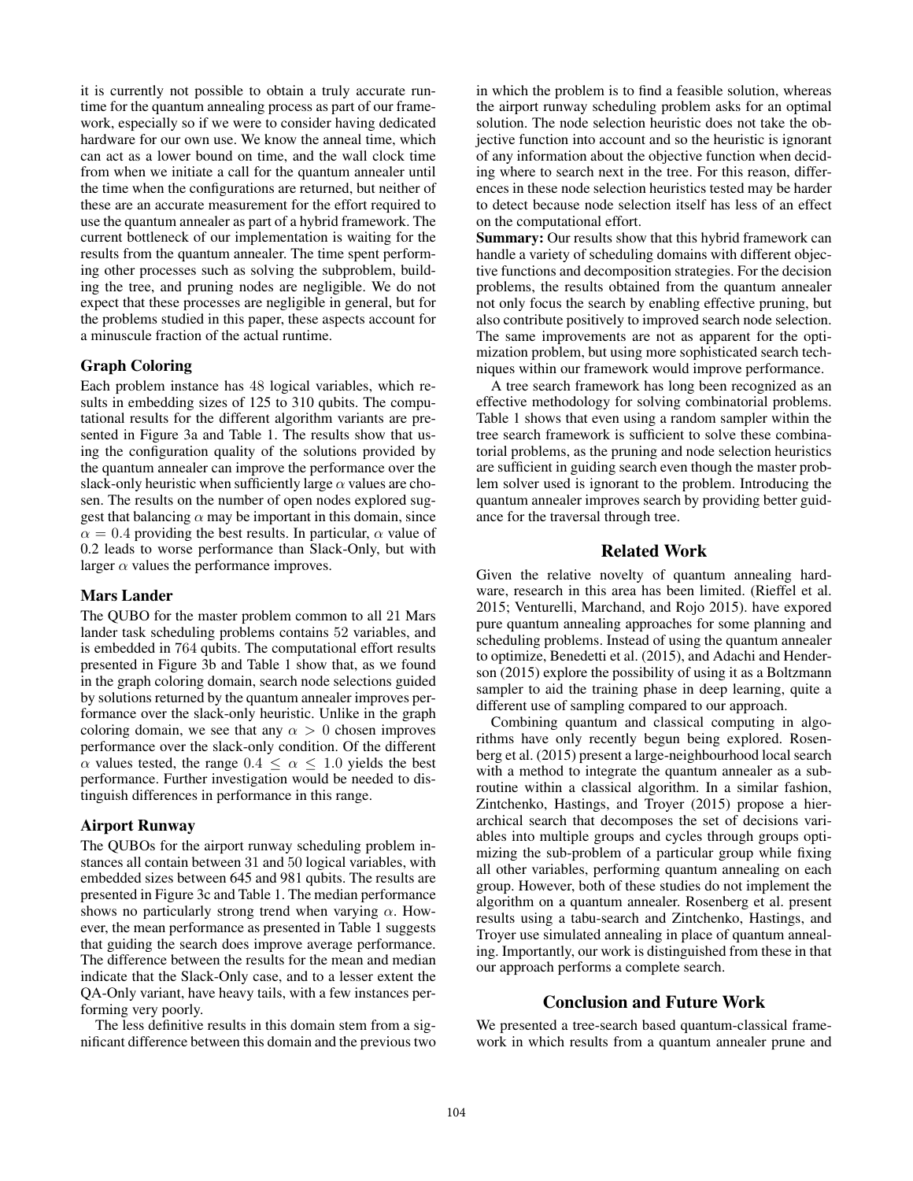it is currently not possible to obtain a truly accurate runtime for the quantum annealing process as part of our framework, especially so if we were to consider having dedicated hardware for our own use. We know the anneal time, which can act as a lower bound on time, and the wall clock time from when we initiate a call for the quantum annealer until the time when the configurations are returned, but neither of these are an accurate measurement for the effort required to use the quantum annealer as part of a hybrid framework. The current bottleneck of our implementation is waiting for the results from the quantum annealer. The time spent performing other processes such as solving the subproblem, building the tree, and pruning nodes are negligible. We do not expect that these processes are negligible in general, but for the problems studied in this paper, these aspects account for a minuscule fraction of the actual runtime.

### Graph Coloring

Each problem instance has 48 logical variables, which results in embedding sizes of 125 to 310 qubits. The computational results for the different algorithm variants are presented in Figure 3a and Table 1. The results show that using the configuration quality of the solutions provided by the quantum annealer can improve the performance over the slack-only heuristic when sufficiently large $\alpha$ values are chosen. The results on the number of open nodes explored suggest that balancing $\alpha$ may be important in this domain, since $\alpha = 0.4$ providing the best results. In particular, $\alpha$ value of 0.2 leads to worse performance than Slack-Only, but with larger $\alpha$ values the performance improves.

### Mars Lander

The QUBO for the master problem common to all 21 Mars lander task scheduling problems contains 52 variables, and is embedded in 764 qubits. The computational effort results presented in Figure 3b and Table 1 show that, as we found in the graph coloring domain, search node selections guided by solutions returned by the quantum annealer improves performance over the slack-only heuristic. Unlike in the graph coloring domain, we see that any $\alpha > 0$ chosen improves performance over the slack-only condition. Of the different $\alpha$ values tested, the range $0.4 \leq \alpha \leq 1.0$ yields the best performance. Further investigation would be needed to distinguish differences in performance in this range.

### Airport Runway

The QUBOs for the airport runway scheduling problem instances all contain between 31 and 50 logical variables, with embedded sizes between 645 and 981 qubits. The results are presented in Figure 3c and Table 1. The median performance shows no particularly strong trend when varying $\alpha$. However, the mean performance as presented in Table 1 suggests that guiding the search does improve average performance. The difference between the results for the mean and median indicate that the Slack-Only case, and to a lesser extent the QA-Only variant, have heavy tails, with a few instances performing very poorly.

The less definitive results in this domain stem from a significant difference between this domain and the previous two in which the problem is to find a feasible solution, whereas the airport runway scheduling problem asks for an optimal solution. The node selection heuristic does not take the objective function into account and so the heuristic is ignorant of any information about the objective function when deciding where to search next in the tree. For this reason, differences in these node selection heuristics tested may be harder to detect because node selection itself has less of an effect on the computational effort.

**Summary:** Our results show that this hybrid framework can handle a variety of scheduling domains with different objective functions and decomposition strategies. For the decision problems, the results obtained from the quantum annealer not only focus the search by enabling effective pruning, but also contribute positively to improved search node selection. The same improvements are not as apparent for the optimization problem, but using more sophisticated search techniques within our framework would improve performance.

A tree search framework has long been recognized as an effective methodology for solving combinatorial problems. Table 1 shows that even using a random sampler within the tree search framework is sufficient to solve these combinatorial problems, as the pruning and node selection heuristics are sufficient in guiding search even though the master problem solver used is ignorant to the problem. Introducing the quantum annealer improves search by providing better guidance for the traversal through tree.

## Related Work

Given the relative novelty of quantum annealing hardware, research in this area has been limited. (Rieffel et al. 2015; Venturelli, Marchand, and Rojo 2015). have expored pure quantum annealing approaches for some planning and scheduling problems. Instead of using the quantum annealer to optimize, Benedetti et al. (2015), and Adachi and Henderson (2015) explore the possibility of using it as a Boltzmann sampler to aid the training phase in deep learning, quite a different use of sampling compared to our approach.

Combining quantum and classical computing in algorithms have only recently begun being explored. Rosenberg et al. (2015) present a large-neighbourhood local search with a method to integrate the quantum annealer as a subroutine within a classical algorithm. In a similar fashion, Zintchenko, Hastings, and Troyer (2015) propose a hierarchical search that decomposes the set of decisions variables into multiple groups and cycles through groups optimizing the sub-problem of a particular group while fixing all other variables, performing quantum annealing on each group. However, both of these studies do not implement the algorithm on a quantum annealer. Rosenberg et al. present results using a tabu-search and Zintchenko, Hastings, and Troyer use simulated annealing in place of quantum annealing. Importantly, our work is distinguished from these in that our approach performs a complete search.

## Conclusion and Future Work

We presented a tree-search based quantum-classical framework in which results from a quantum annealer prune and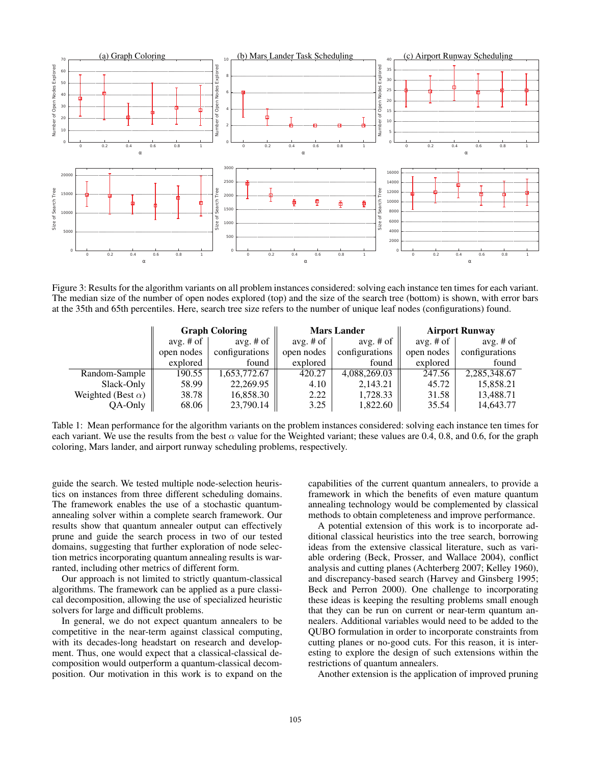Figure 3: Results for the algorithm variants on all problem instances considered: solving each instance ten times for each variant. The median size of the number of open nodes explored (top) and the size of the search tree (bottom) is shown, with error bars at the 35th and 65th percentiles. Here, search tree size refers to the number of unique leaf nodes (configurations) found.

| | Graph Coloring | | Mars Lander | | Airport Runway | |
|---|---|---|---|---|---|---|
| | avg. # of open nodes explored | avg. # of configurations found | avg. # of open nodes explored | avg. # of configurations found | avg. # of open nodes explored | avg. # of configurations found |
| Random-Sample | 190.55 | 1,653,772.67 | 420.27 | 4,088,269.03 | 247.56 | 2,285,348.67 |
| Slack-Only | 58.99 | 22,269.95 | 4.10 | 2,143.21 | 45.72 | 15,858.21 |
| Weighted (Best $\alpha$) | 38.78 | 16,858.30 | 2.22 | 1,728.33 | 31.58 | 13,488.71 |
| QA-Only | 68.06 | 23,790.14 | 3.25 | 1,822.60 | 35.54 | 14,643.77 |

Table 1: Mean performance for the algorithm variants on the problem instances considered: solving each instance ten times for each variant. We use the results from the best $\alpha$ value for the Weighted variant; these values are 0.4, 0.8, and 0.6, for the graph coloring, Mars lander, and airport runway scheduling problems, respectively.

guide the search. We tested multiple node-selection heuristics on instances from three different scheduling domains. The framework enables the use of a stochastic quantum-annealing solver within a complete search framework. Our results show that quantum annealer output can effectively prune and guide the search process in two of our tested domains, suggesting that further exploration of node selection metrics incorporating quantum annealing results is warranted, including other metrics of different form.

Our approach is not limited to strictly quantum-classical algorithms. The framework can be applied as a pure classical decomposition, allowing the use of specialized heuristic solvers for large and difficult problems.

In general, we do not expect quantum annealers to be competitive in the near-term against classical computing, with its decades-long headstart on research and development. Thus, one would expect that a classical-classical decomposition would outperform a quantum-classical decomposition. Our motivation in this work is to expand on the capabilities of the current quantum annealers, to provide a framework in which the benefits of even mature quantum annealing technology would be complemented by classical methods to obtain completeness and improve performance.

A potential extension of this work is to incorporate additional classical heuristics into the tree search, borrowing ideas from the extensive classical literature, such as variable ordering (Beck, Prosser, and Wallace 2004), conflict analysis and cutting planes (Achterberg 2007; Kelley 1960), and discrepancy-based search (Harvey and Ginsberg 1995; Beck and Perron 2000). One challenge to incorporating these ideas is keeping the resulting problems small enough that they can be run on current or near-term quantum annealers. Additional variables would need to be added to the QUBO formulation in order to incorporate constraints from cutting planes or no-good cuts. For this reason, it is interesting to explore the design of such extensions within the restrictions of quantum annealers.

Another extension is the application of improved pruning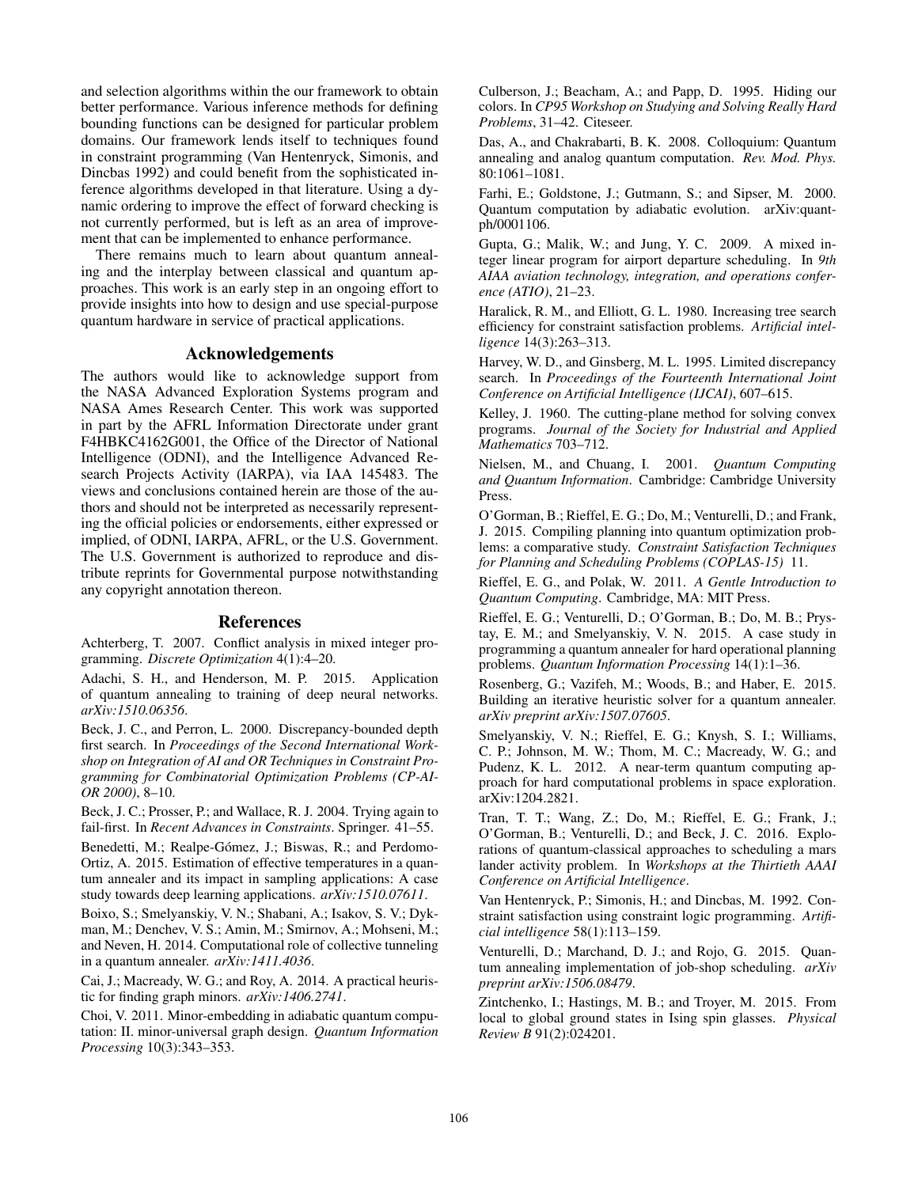and selection algorithms within the our framework to obtain better performance. Various inference methods for defining bounding functions can be designed for particular problem domains. Our framework lends itself to techniques found in constraint programming (Van Hentenryck, Simonis, and Dincbas 1992) and could benefit from the sophisticated inference algorithms developed in that literature. Using a dynamic ordering to improve the effect of forward checking is not currently performed, but is left as an area of improvement that can be implemented to enhance performance.

There remains much to learn about quantum annealing and the interplay between classical and quantum approaches. This work is an early step in an ongoing effort to provide insights into how to design and use special-purpose quantum hardware in service of practical applications.

## Acknowledgements

The authors would like to acknowledge support from the NASA Advanced Exploration Systems program and NASA Ames Research Center. This work was supported in part by the AFRL Information Directorate under grant F4HBKC4162G001, the Office of the Director of National Intelligence (ODNI), and the Intelligence Advanced Research Projects Activity (IARPA), via IAA 145483. The views and conclusions contained herein are those of the authors and should not be interpreted as necessarily representing the official policies or endorsements, either expressed or implied, of ODNI, IARPA, AFRL, or the U.S. Government. The U.S. Government is authorized to reproduce and distribute reprints for Governmental purpose notwithstanding any copyright annotation thereon.

## References

Achterberg, T. 2007. Conflict analysis in mixed integer programming. *Discrete Optimization* 4(1):4–20.

Adachi, S. H., and Henderson, M. P. 2015. Application of quantum annealing to training of deep neural networks. *arXiv:1510.06356*.

Beck, J. C., and Perron, L. 2000. Discrepancy-bounded depth first search. In *Proceedings of the Second International Workshop on Integration of AI and OR Techniques in Constraint Programming for Combinatorial Optimization Problems (CP-AI-OR 2000)*, 8–10.

Beck, J. C.; Prosser, P.; and Wallace, R. J. 2004. Trying again to fail-first. In *Recent Advances in Constraints*. Springer. 41–55.

Benedetti, M.; Realpe-Gómez, J.; Biswas, R.; and Perdomo-Ortiz, A. 2015. Estimation of effective temperatures in a quantum annealer and its impact in sampling applications: A case study towards deep learning applications. *arXiv:1510.07611*.

Boixo, S.; Smelyanskiy, V. N.; Shabani, A.; Isakov, S. V.; Dykman, M.; Denchev, V. S.; Amin, M.; Smirnov, A.; Mohseni, M.; and Neven, H. 2014. Computational role of collective tunneling in a quantum annealer. *arXiv:1411.4036*.

Cai, J.; Macready, W. G.; and Roy, A. 2014. A practical heuristic for finding graph minors. *arXiv:1406.2741*.

Choi, V. 2011. Minor-embedding in adiabatic quantum computation: II. minor-universal graph design. *Quantum Information Processing* 10(3):343–353.

Culberson, J.; Beacham, A.; and Papp, D. 1995. Hiding our colors. In *CP95 Workshop on Studying and Solving Really Hard Problems*, 31–42. Citeseer.

Das, A., and Chakrabarti, B. K. 2008. Colloquium: Quantum annealing and analog quantum computation. *Rev. Mod. Phys.* 80:1061–1081.

Farhi, E.; Goldstone, J.; Gutmann, S.; and Sipser, M. 2000. Quantum computation by adiabatic evolution. arXiv:quant-ph/0001106.

Gupta, G.; Malik, W.; and Jung, Y. C. 2009. A mixed integer linear program for airport departure scheduling. In *9th AIAA aviation technology, integration, and operations conference (ATIO)*, 21–23.

Haralick, R. M., and Elliott, G. L. 1980. Increasing tree search efficiency for constraint satisfaction problems. *Artificial intelligence* 14(3):263–313.

Harvey, W. D., and Ginsberg, M. L. 1995. Limited discrepancy search. In *Proceedings of the Fourteenth International Joint Conference on Artificial Intelligence (IJCAI)*, 607–615.

Kelley, J. 1960. The cutting-plane method for solving convex programs. *Journal of the Society for Industrial and Applied Mathematics* 703–712.

Nielsen, M., and Chuang, I. 2001. *Quantum Computing and Quantum Information*. Cambridge: Cambridge University Press.

O'Gorman, B.; Rieffel, E. G.; Do, M.; Venturelli, D.; and Frank, J. 2015. Compiling planning into quantum optimization problems: a comparative study. *Constraint Satisfaction Techniques for Planning and Scheduling Problems (COPLAS-15)* 11.

Rieffel, E. G., and Polak, W. 2011. *A Gentle Introduction to Quantum Computing*. Cambridge, MA: MIT Press.

Rieffel, E. G.; Venturelli, D.; O'Gorman, B.; Do, M. B.; Prystay, E. M.; and Smelyanskiy, V. N. 2015. A case study in programming a quantum annealer for hard operational planning problems. *Quantum Information Processing* 14(1):1–36.

Rosenberg, G.; Vazifeh, M.; Woods, B.; and Haber, E. 2015. Building an iterative heuristic solver for a quantum annealer. *arXiv preprint arXiv:1507.07605*.

Smelyanskiy, V. N.; Rieffel, E. G.; Knysh, S. I.; Williams, C. P.; Johnson, M. W.; Thom, M. C.; Macready, W. G.; and Pudenz, K. L. 2012. A near-term quantum computing approach for hard computational problems in space exploration. arXiv:1204.2821.

Tran, T. T.; Wang, Z.; Do, M.; Rieffel, E. G.; Frank, J.; O'Gorman, B.; Venturelli, D.; and Beck, J. C. 2016. Explorations of quantum-classical approaches to scheduling a mars lander activity problem. In *Workshops at the Thirtieth AAAI Conference on Artificial Intelligence*.

Van Hentenryck, P.; Simonis, H.; and Dincbas, M. 1992. Constraint satisfaction using constraint logic programming. *Artificial intelligence* 58(1):113–159.

Venturelli, D.; Marchand, D. J.; and Rojo, G. 2015. Quantum annealing implementation of job-shop scheduling. *arXiv preprint arXiv:1506.08479*.

Zintchenko, I.; Hastings, M. B.; and Troyer, M. 2015. From local to global ground states in Ising spin glasses. *Physical Review B* 91(2):024201.